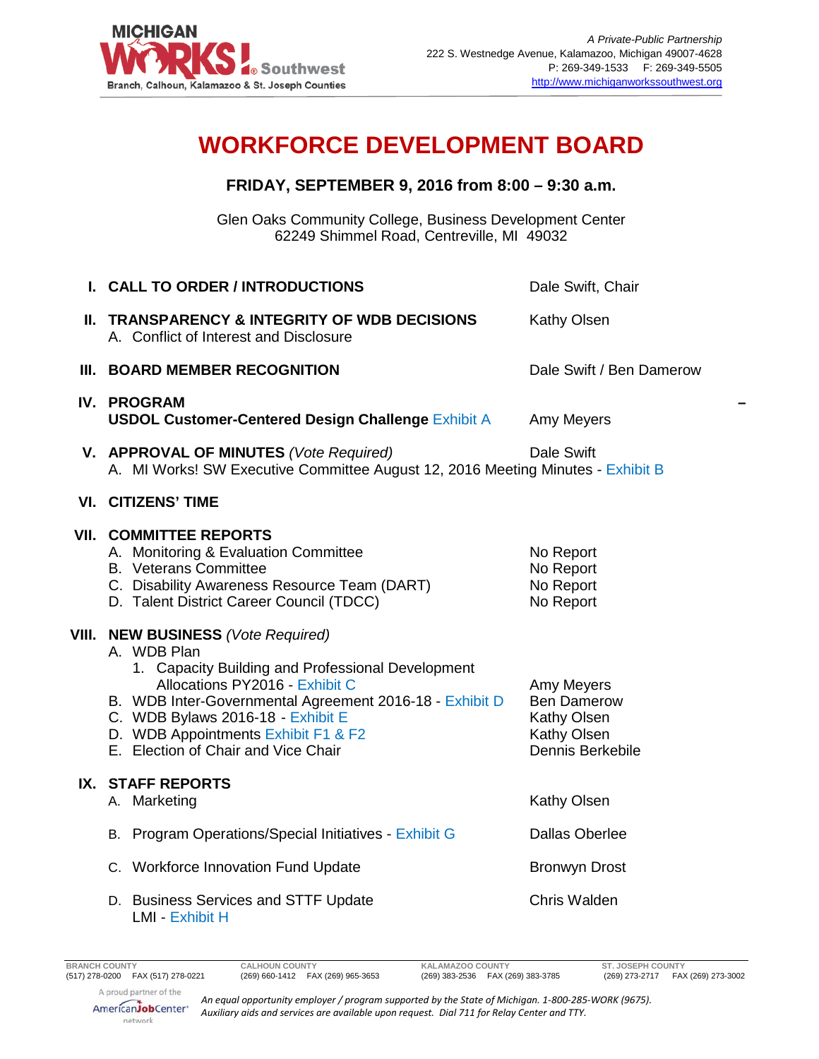MICHIGAN WORKS! Southwest
Branch, Calhoun, Kalamazoo & St. Joseph Counties

*A Private-Public Partnership*
222 S. Westnedge Avenue, Kalamazoo, Michigan 49007-4628
P: 269-349-1533 F: 269-349-5505
http://www.michiganworkssouthwest.org

# WORKFORCE DEVELOPMENT BOARD

**FRIDAY, SEPTEMBER 9, 2016 from 8:00 – 9:30 a.m.**

Glen Oaks Community College, Business Development Center
62249 Shimmel Road, Centreville, MI 49032

| | | |
|---|---|---|
| **I.** | **CALL TO ORDER / INTRODUCTIONS** | Dale Swift, Chair |
| **II.** | **TRANSPARENCY & INTEGRITY OF WDB DECISIONS**<br>A. Conflict of Interest and Disclosure | Kathy Olsen |
| **III.** | **BOARD MEMBER RECOGNITION** | Dale Swift / Ben Damerow |
| **IV.** | **PROGRAM**<br>**USDOL Customer-Centered Design Challenge** Exhibit A | Amy Meyers |
| **V.** | **APPROVAL OF MINUTES** *(Vote Required)*<br>A. MI Works! SW Executive Committee August 12, 2016 Meeting Minutes - Exhibit B | Dale Swift |
| **VI.** | **CITIZENS' TIME** | |
| **VII.** | **COMMITTEE REPORTS**<br>A. Monitoring & Evaluation Committee<br>B. Veterans Committee<br>C. Disability Awareness Resource Team (DART)<br>D. Talent District Career Council (TDCC) | <br>No Report<br>No Report<br>No Report<br>No Report |
| **VIII.** | **NEW BUSINESS** *(Vote Required)*<br>A. WDB Plan<br>1. Capacity Building and Professional Development Allocations PY2016 - Exhibit C<br>B. WDB Inter-Governmental Agreement 2016-18 - Exhibit D<br>C. WDB Bylaws 2016-18 - Exhibit E<br>D. WDB Appointments Exhibit F1 & F2<br>E. Election of Chair and Vice Chair | <br><br>Amy Meyers<br>Ben Damerow<br>Kathy Olsen<br>Kathy Olsen<br>Dennis Berkebile |
| **IX.** | **STAFF REPORTS**<br>A. Marketing<br>B. Program Operations/Special Initiatives - Exhibit G<br>C. Workforce Innovation Fund Update<br>D. Business Services and STTF Update<br>LMI - Exhibit H | <br>Kathy Olsen<br>Dallas Oberlee<br>Bronwyn Drost<br>Chris Walden |

| BRANCH COUNTY | CALHOUN COUNTY | KALAMAZOO COUNTY | ST. JOSEPH COUNTY |
|---|---|---|---|
| (517) 278-0200 FAX (517) 278-0221 | (269) 660-1412 FAX (269) 965-3653 | (269) 383-2536 FAX (269) 383-3785 | (269) 273-2717 FAX (269) 273-3002 |

A proud partner of the AmericanJobCenter network

*An equal opportunity employer / program supported by the State of Michigan. 1-800-285-WORK (9675). Auxiliary aids and services are available upon request. Dial 711 for Relay Center and TTY.*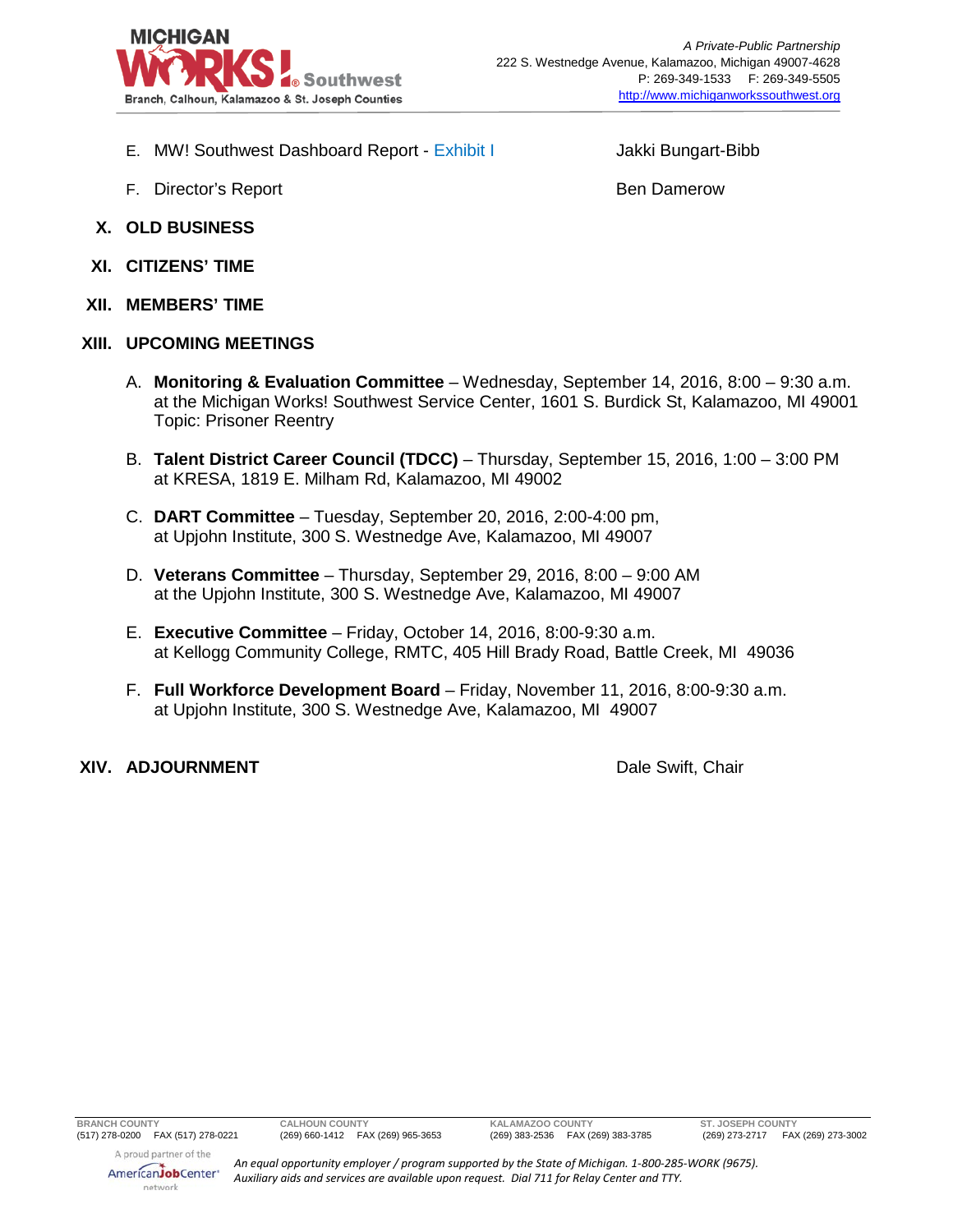E. MW! Southwest Dashboard Report - Exhibit I — Jakki Bungart-Bibb

F. Director's Report — Ben Damerow

## X. OLD BUSINESS

## XI. CITIZENS' TIME

## XII. MEMBERS' TIME

## XIII. UPCOMING MEETINGS

A. **Monitoring & Evaluation Committee** – Wednesday, September 14, 2016, 8:00 – 9:30 a.m. at the Michigan Works! Southwest Service Center, 1601 S. Burdick St, Kalamazoo, MI 49001
Topic: Prisoner Reentry

B. **Talent District Career Council (TDCC)** – Thursday, September 15, 2016, 1:00 – 3:00 PM at KRESA, 1819 E. Milham Rd, Kalamazoo, MI 49002

C. **DART Committee** – Tuesday, September 20, 2016, 2:00-4:00 pm, at Upjohn Institute, 300 S. Westnedge Ave, Kalamazoo, MI 49007

D. **Veterans Committee** – Thursday, September 29, 2016, 8:00 – 9:00 AM at the Upjohn Institute, 300 S. Westnedge Ave, Kalamazoo, MI 49007

E. **Executive Committee** – Friday, October 14, 2016, 8:00-9:30 a.m. at Kellogg Community College, RMTC, 405 Hill Brady Road, Battle Creek, MI 49036

F. **Full Workforce Development Board** – Friday, November 11, 2016, 8:00-9:30 a.m. at Upjohn Institute, 300 S. Westnedge Ave, Kalamazoo, MI 49007

## XIV. ADJOURNMENT

Dale Swift, Chair